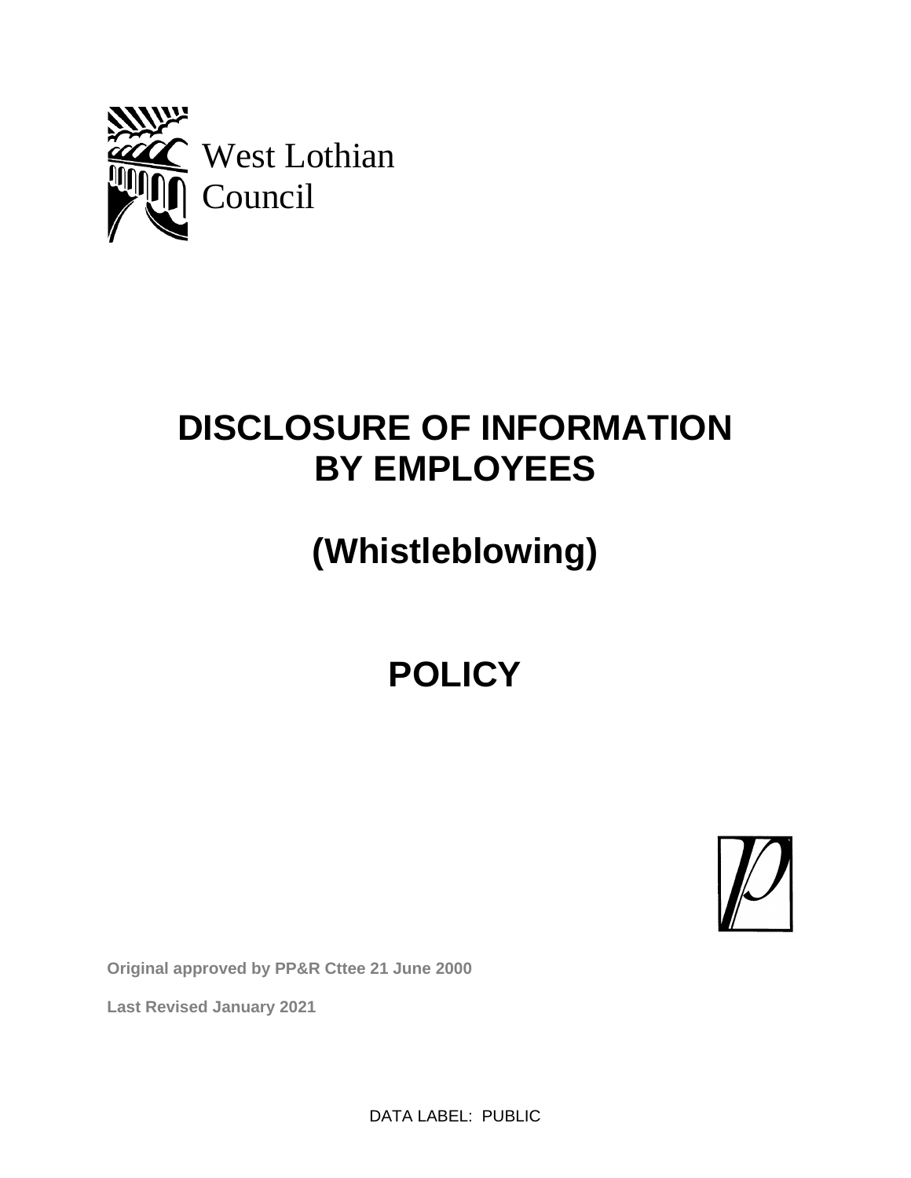West Lothian
Council

# DISCLOSURE OF INFORMATION BY EMPLOYEES

# (Whistleblowing)

# POLICY

**Original approved by PP&R Cttee 21 June 2000**

**Last Revised January 2021**

DATA LABEL: PUBLIC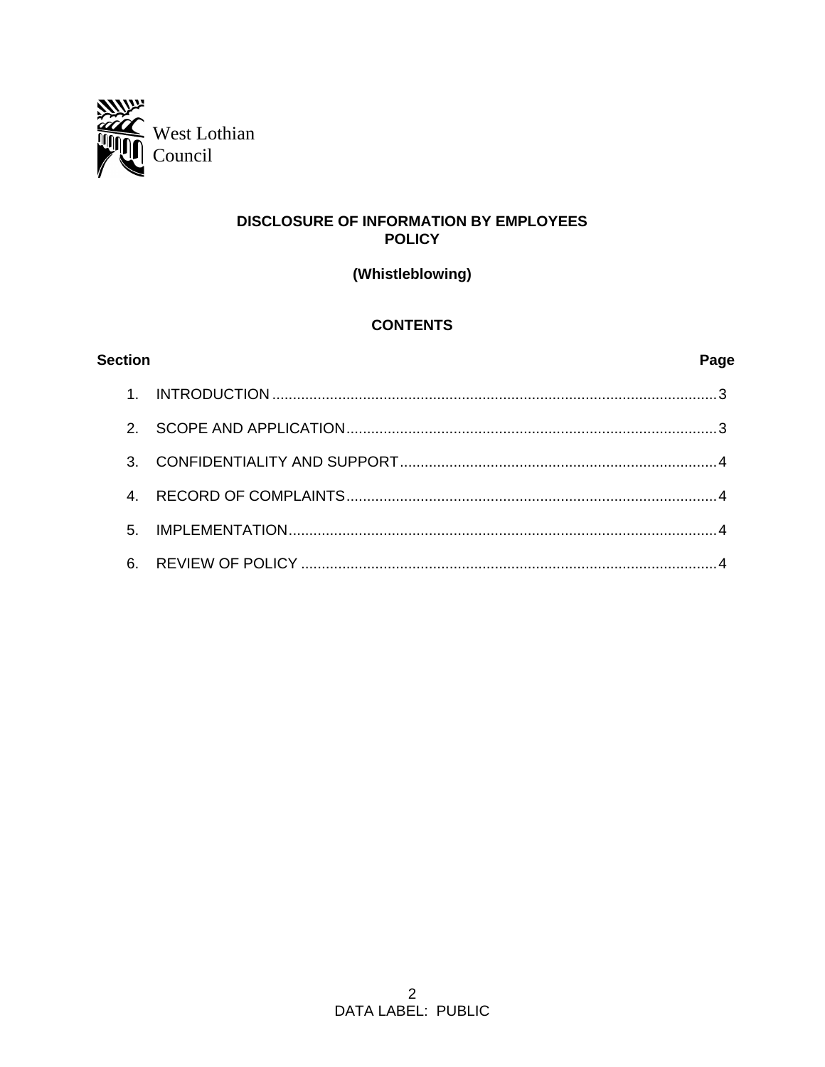West Lothian Council

# DISCLOSURE OF INFORMATION BY EMPLOYEES POLICY

**(Whistleblowing)**

## CONTENTS

| Section | | Page |
|---|---|---|
| 1. | INTRODUCTION | 3 |
| 2. | SCOPE AND APPLICATION | 3 |
| 3. | CONFIDENTIALITY AND SUPPORT | 4 |
| 4. | RECORD OF COMPLAINTS | 4 |
| 5. | IMPLEMENTATION | 4 |
| 6. | REVIEW OF POLICY | 4 |

DATA LABEL: PUBLIC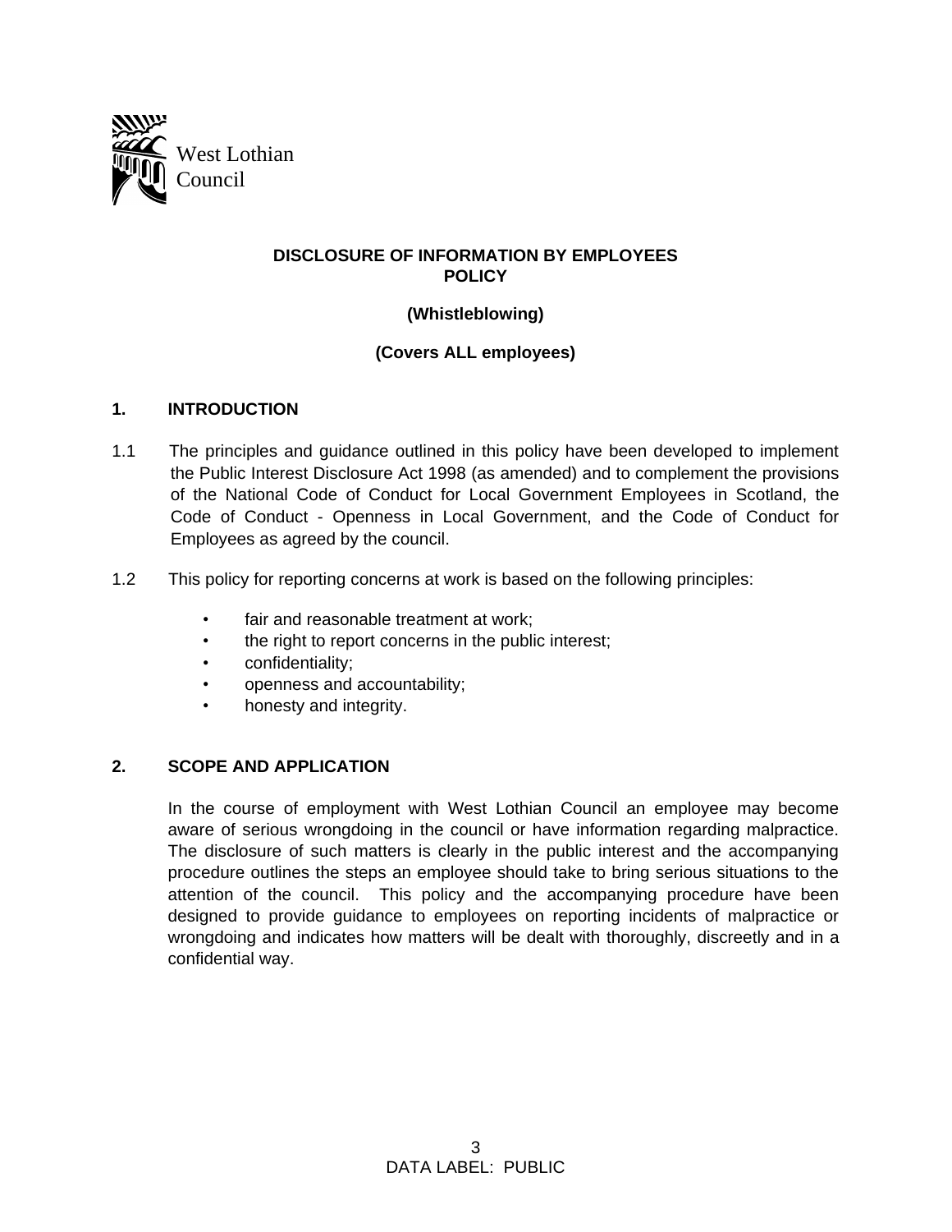West Lothian Council

**DISCLOSURE OF INFORMATION BY EMPLOYEES POLICY**

**(Whistleblowing)**

**(Covers ALL employees)**

## 1. INTRODUCTION

1.1 The principles and guidance outlined in this policy have been developed to implement the Public Interest Disclosure Act 1998 (as amended) and to complement the provisions of the National Code of Conduct for Local Government Employees in Scotland, the Code of Conduct - Openness in Local Government, and the Code of Conduct for Employees as agreed by the council.

1.2 This policy for reporting concerns at work is based on the following principles:

- fair and reasonable treatment at work;
- the right to report concerns in the public interest;
- confidentiality;
- openness and accountability;
- honesty and integrity.

## 2. SCOPE AND APPLICATION

In the course of employment with West Lothian Council an employee may become aware of serious wrongdoing in the council or have information regarding malpractice. The disclosure of such matters is clearly in the public interest and the accompanying procedure outlines the steps an employee should take to bring serious situations to the attention of the council. This policy and the accompanying procedure have been designed to provide guidance to employees on reporting incidents of malpractice or wrongdoing and indicates how matters will be dealt with thoroughly, discreetly and in a confidential way.

DATA LABEL: PUBLIC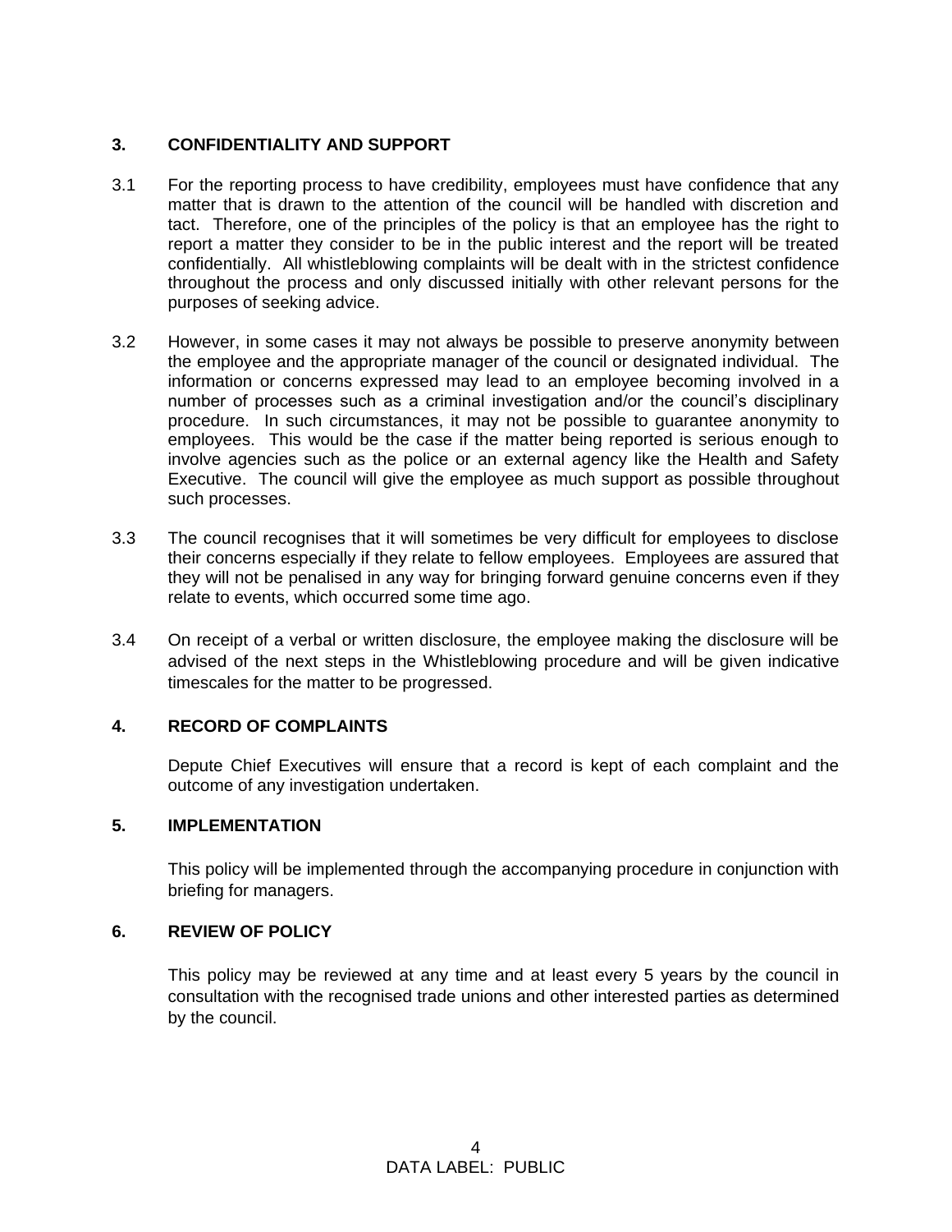## 3. CONFIDENTIALITY AND SUPPORT

3.1 For the reporting process to have credibility, employees must have confidence that any matter that is drawn to the attention of the council will be handled with discretion and tact. Therefore, one of the principles of the policy is that an employee has the right to report a matter they consider to be in the public interest and the report will be treated confidentially. All whistleblowing complaints will be dealt with in the strictest confidence throughout the process and only discussed initially with other relevant persons for the purposes of seeking advice.

3.2 However, in some cases it may not always be possible to preserve anonymity between the employee and the appropriate manager of the council or designated individual. The information or concerns expressed may lead to an employee becoming involved in a number of processes such as a criminal investigation and/or the council's disciplinary procedure. In such circumstances, it may not be possible to guarantee anonymity to employees. This would be the case if the matter being reported is serious enough to involve agencies such as the police or an external agency like the Health and Safety Executive. The council will give the employee as much support as possible throughout such processes.

3.3 The council recognises that it will sometimes be very difficult for employees to disclose their concerns especially if they relate to fellow employees. Employees are assured that they will not be penalised in any way for bringing forward genuine concerns even if they relate to events, which occurred some time ago.

3.4 On receipt of a verbal or written disclosure, the employee making the disclosure will be advised of the next steps in the Whistleblowing procedure and will be given indicative timescales for the matter to be progressed.

## 4. RECORD OF COMPLAINTS

Depute Chief Executives will ensure that a record is kept of each complaint and the outcome of any investigation undertaken.

## 5. IMPLEMENTATION

This policy will be implemented through the accompanying procedure in conjunction with briefing for managers.

## 6. REVIEW OF POLICY

This policy may be reviewed at any time and at least every 5 years by the council in consultation with the recognised trade unions and other interested parties as determined by the council.

DATA LABEL: PUBLIC